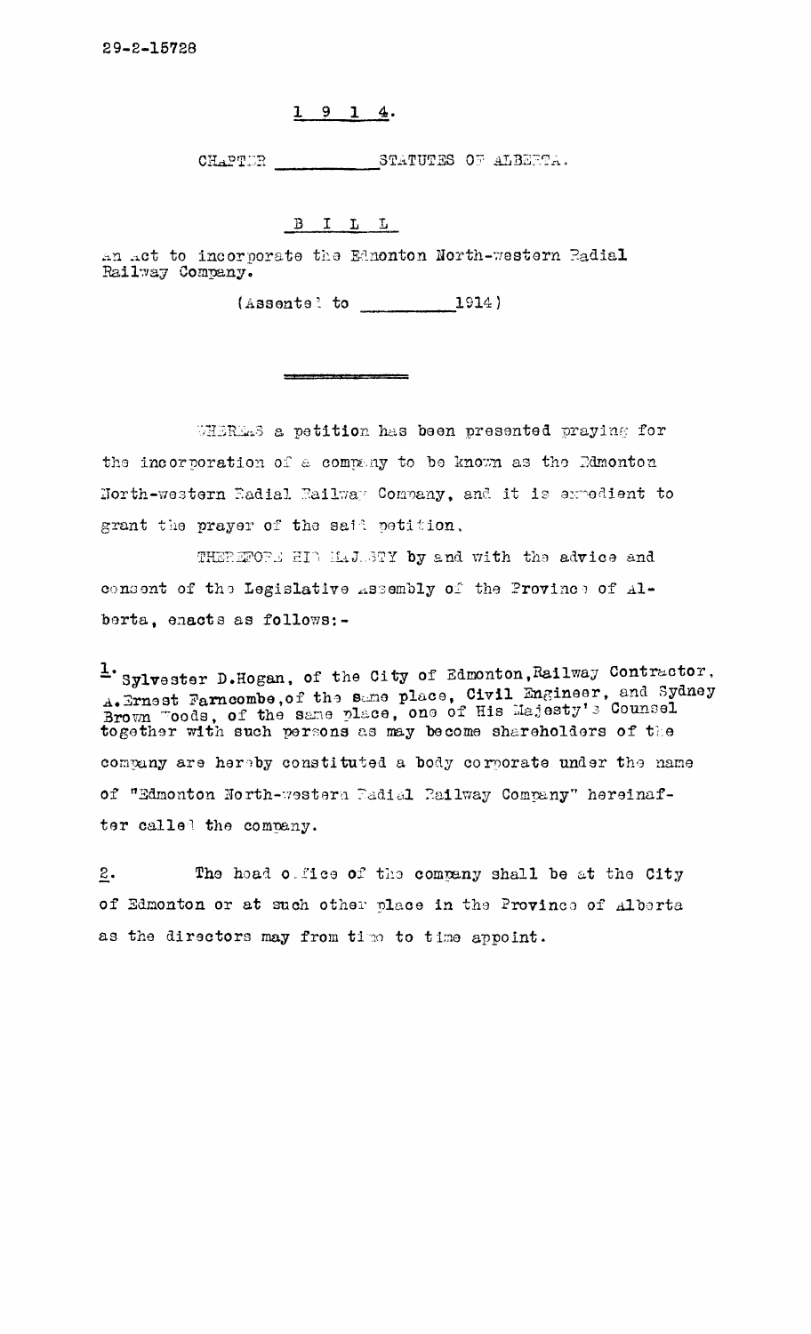29-2-15728

# 1 9 1 4.

CHAPTER ____________ STATUTES OF ALBERTA.

## B I L L

An Act to incorporate the Edmonton North-western Radial Railway Company.

(Assented to ____________ 1914)

---

WHEREAS a petition has been presented praying for the incorporation of a company to be known as the Edmonton North-western Radial Railway Company, and it is expedient to grant the prayer of the said petition,

THEREFORE HIS MAJESTY by and with the advice and consent of the Legislative Assembly of the Province of Alberta, enacts as follows:-

1. Sylvester D.Hogan, of the City of Edmonton, Railway Contractor, A.Ernest Farncombe, of the same place, Civil Engineer, and Sydney Brown Woods, of the same place, one of His Majesty's Counsel together with such persons as may become shareholders of the company are hereby constituted a body corporate under the name of "Edmonton North-western Radial Railway Company" hereinafter called the company.

2. The head office of the company shall be at the City of Edmonton or at such other place in the Province of Alberta as the directors may from time to time appoint.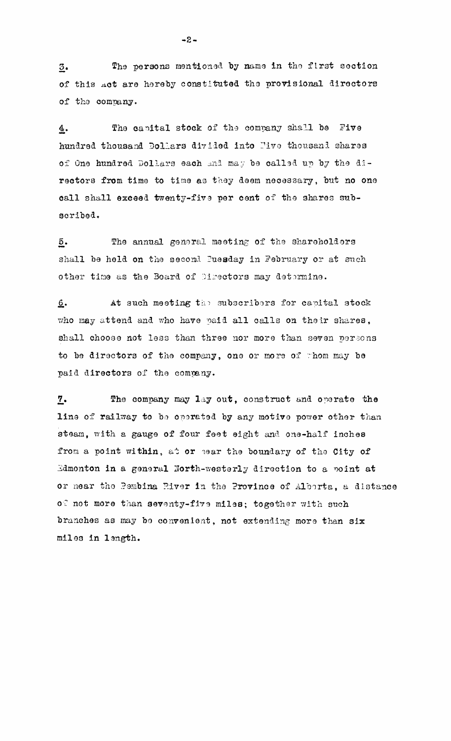3. The persons mentioned by name in the first section of this Act are hereby constituted the provisional directors of the company.

4. The capital stock of the company shall be Five hundred thousand Dollars divided into Five thousand shares of One hundred Dollars each and may be called up by the directors from time to time as they deem necessary, but no one call shall exceed twenty-five per cent of the shares subscribed.

5. The annual general meeting of the shareholders shall be held on the second Tuesday in February or at such other time as the Board of Directors may determine.

6. At such meeting the subscribers for capital stock who may attend and who have paid all calls on their shares, shall choose not less than three nor more than seven persons to be directors of the company, one or more of whom may be paid directors of the company.

7. The company may lay out, construct and operate the line of railway to be operated by any motive power other than steam, with a gauge of four feet eight and one-half inches from a point within, at or near the boundary of the City of Edmonton in a general North-westerly direction to a point at or near the Pembina River in the Province of Alberta, a distance of not more than seventy-five miles; together with such branches as may be convenient, not extending more than six miles in length.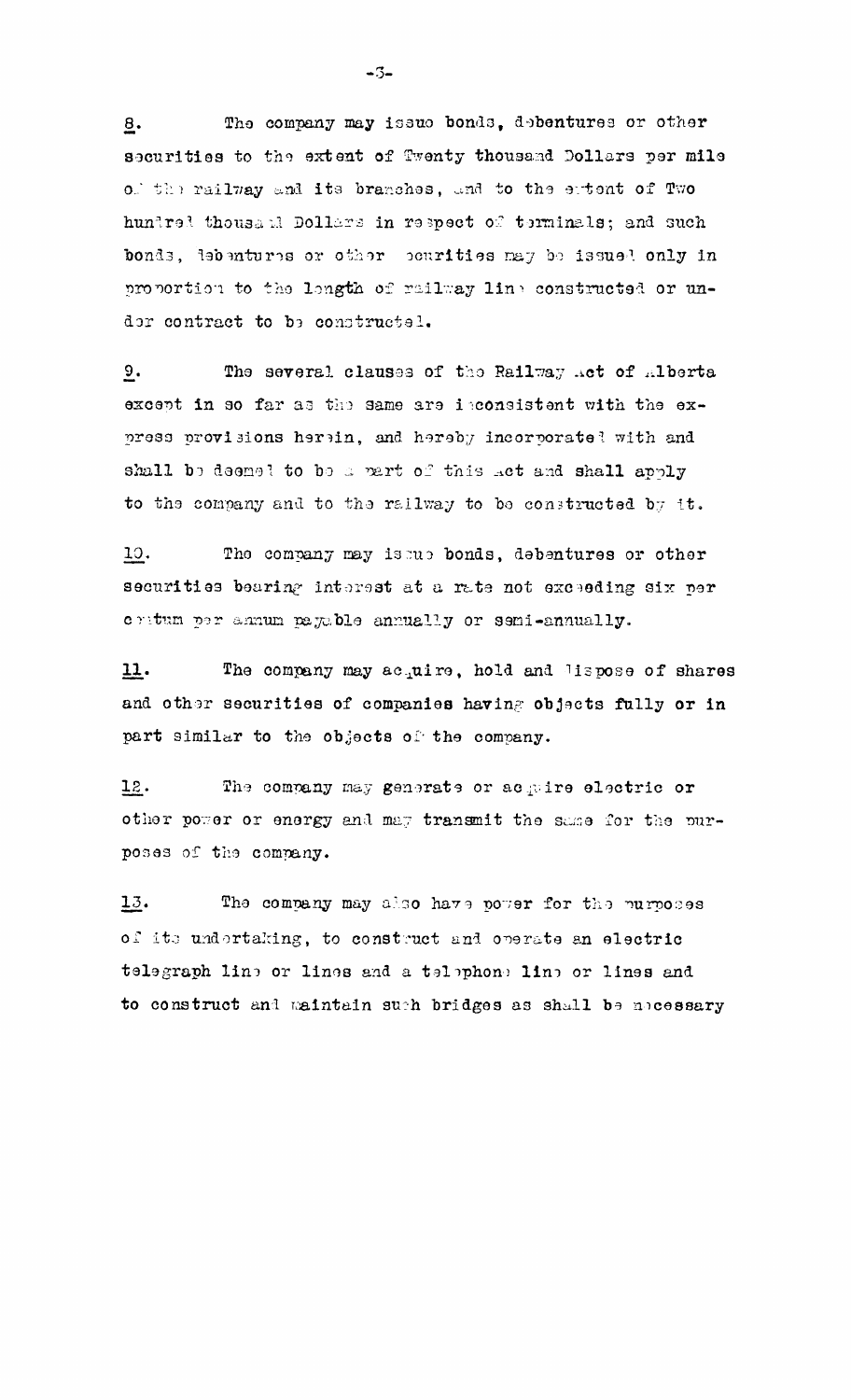8. The company may issue bonds, debentures or other securities to the extent of Twenty thousand Dollars per mile of the railway and its branches, and to the extent of Two hundred thousand Dollars in respect of terminals; and such bonds, debentures or other securities may be issued only in proportion to the length of railway line constructed or under contract to be constructed.

9. The several clauses of the Railway Act of Alberta except in so far as the same are inconsistent with the express provisions herein, and hereby incorporated with and shall be deemed to be a part of this Act and shall apply to the company and to the railway to be constructed by it.

10. The company may issue bonds, debentures or other securities bearing interest at a rate not exceeding six per centum per annum payable annually or semi-annually.

11. The company may acquire, hold and dispose of shares and other securities of companies having objects fully or in part similar to the objects of the company.

12. The company may generate or acquire electric or other power or energy and may transmit the same for the purposes of the company.

13. The company may also have power for the purposes of its undertaking, to construct and operate an electric telegraph line or lines and a telephone line or lines and to construct and maintain such bridges as shall be necessary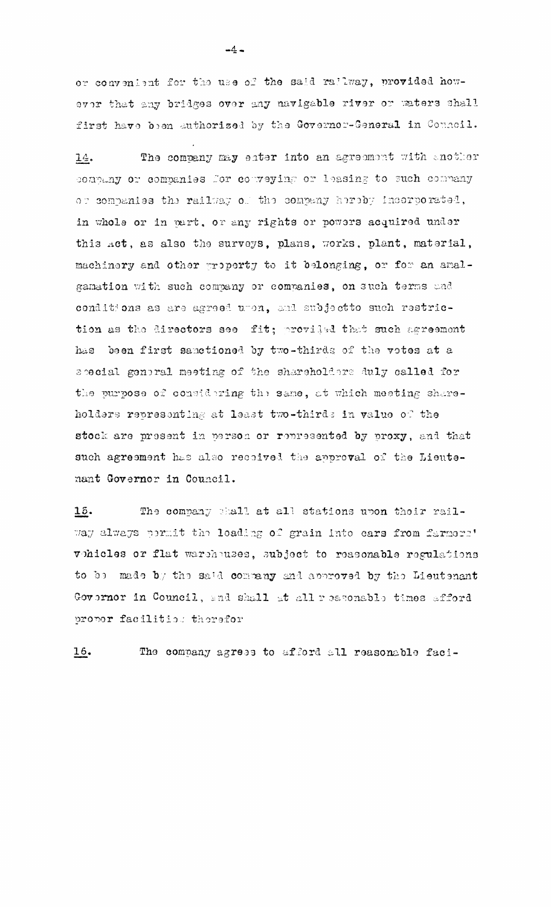or convenient for the use of the said railway, provided however that any bridges over any navigable river or waters shall first have been authorized by the Governor-General in Council.

14. The company may enter into an agreement with another company or companies for conveying or leasing to such company or companies the railway of the company hereby incorporated, in whole or in part, or any rights or powers acquired under this Act, as also the surveys, plans, works, plant, material, machinery and other property to it belonging, or for an amalgamation with such company or companies, on such terms and conditions as are agreed upon, and subjectto such restriction as the directors see fit; provided that such agreement has been first sanctioned by two-thirds of the votes at a special general meeting of the shareholders duly called for the purpose of considering the same, at which meeting shareholders representing at least two-thirds in value of the stock are present in person or represented by proxy, and that such agreement has also received the approval of the Lieutenant Governor in Council.

15. The company shall at all stations upon their railway always permit the loading of grain into cars from farmers' vehicles or flat warehouses, subject to reasonable regulations to be made by the said company and approved by the Lieutenant Governor in Council, and shall at all reasonable times afford proper facilities therefor

16. The company agrees to afford all reasonable faci-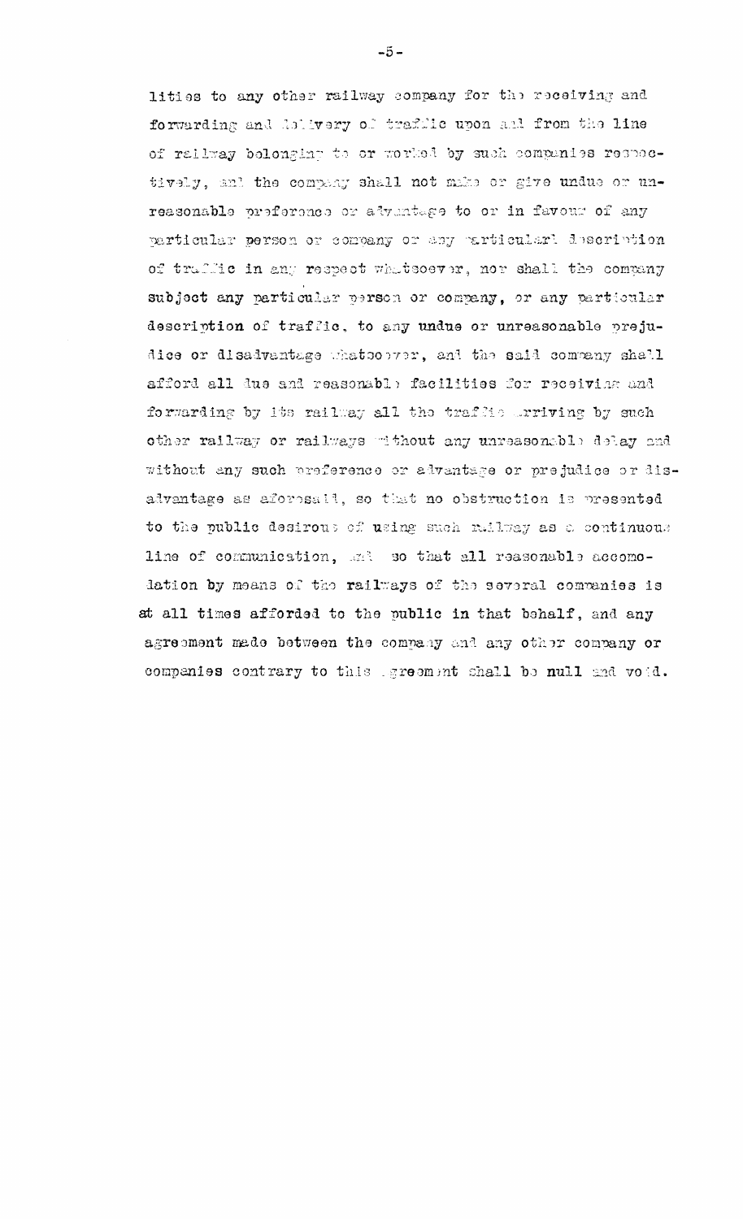lities to any other railway company for the receiving and forwarding and delivery of traffic upon and from the line of railway belonging to or worked by such companies respectively, and the company shall not make or give undue or unreasonable preference or advantage to or in favour of any particular person or company or any particular description of traffic in any respect whatsoever, nor shall the company subject any particular person or company, or any particular description of traffic, to any undue or unreasonable prejudice or disadvantage whatsoever, and the said company shall afford all due and reasonable facilities for receiving and forwarding by its railway all the traffic arriving by such other railway or railways without any unreasonable delay and without any such preference or advantage or prejudice or disadvantage as aforesaid, so that no obstruction is presented to the public desirous of using such railway as a continuous line of communication, and so that all reasonable accomodation by means of the railways of the several companies is at all times afforded to the public in that behalf, and any agreement made between the company and any other company or companies contrary to this agreement shall be null and void.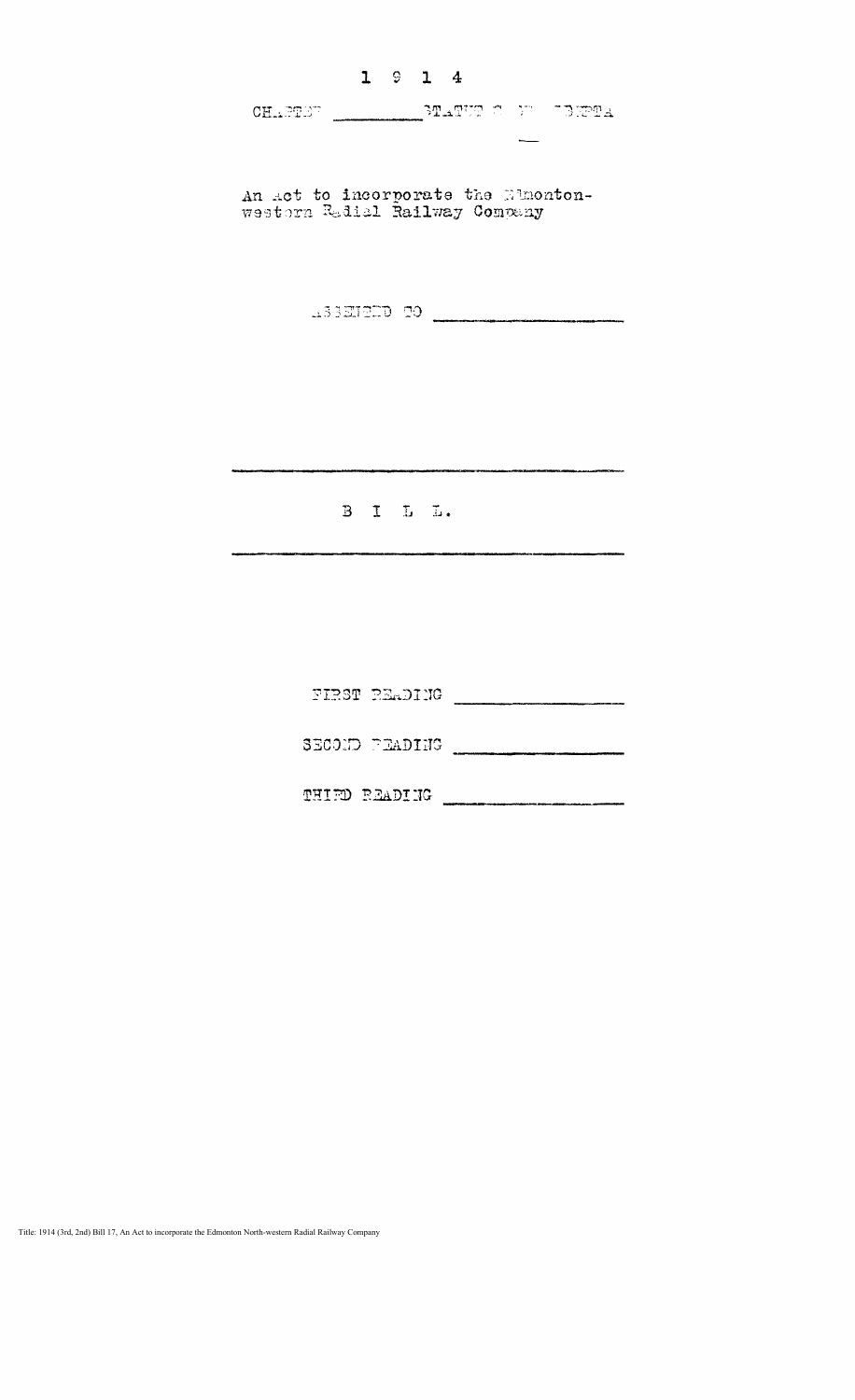# 1914

CHAPTER \_\_\_\_\_\_\_\_ STATUTES OF ALBERTA

An Act to incorporate the Edmonton-western Radial Railway Company

ASSENTED TO \_\_\_\_\_\_\_\_\_\_\_\_\_\_\_\_

---

B I L L.

---

FIRST READING \_\_\_\_\_\_\_\_\_\_\_\_\_\_\_\_

SECOND READING \_\_\_\_\_\_\_\_\_\_\_\_\_\_\_\_

THIRD READING \_\_\_\_\_\_\_\_\_\_\_\_\_\_\_\_

Title: 1914 (3rd, 2nd) Bill 17, An Act to incorporate the Edmonton North-western Radial Railway Company